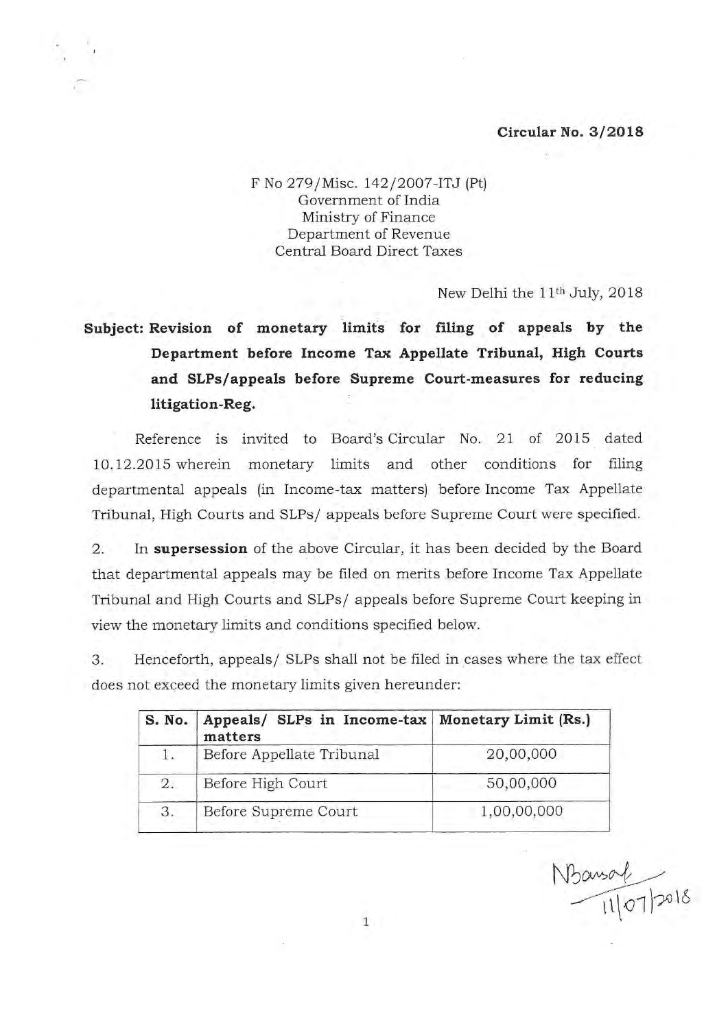**Circular No. 3/2018**

F No 279/Misc. 142/2007-ITJ (Pt)
Government of India
Ministry of Finance
Department of Revenue
Central Board Direct Taxes

New Delhi the 11th July, 2018

**Subject: Revision of monetary limits for filing of appeals by the Department before Income Tax Appellate Tribunal, High Courts and SLPs/appeals before Supreme Court-measures for reducing litigation-Reg.**

Reference is invited to Board's Circular No. 21 of 2015 dated 10.12.2015 wherein monetary limits and other conditions for filing departmental appeals (in Income-tax matters) before Income Tax Appellate Tribunal, High Courts and SLPs/ appeals before Supreme Court were specified.

2. In **supersession** of the above Circular, it has been decided by the Board that departmental appeals may be filed on merits before Income Tax Appellate Tribunal and High Courts and SLPs/ appeals before Supreme Court keeping in view the monetary limits and conditions specified below.

3. Henceforth, appeals/ SLPs shall not be filed in cases where the tax effect does not exceed the monetary limits given hereunder:

| S. No. | Appeals/ SLPs in Income-tax matters | Monetary Limit (Rs.) |
|---|---|---|
| 1. | Before Appellate Tribunal | 20,00,000 |
| 2. | Before High Court | 50,00,000 |
| 3. | Before Supreme Court | 1,00,00,000 |

NBansal
11/07/2018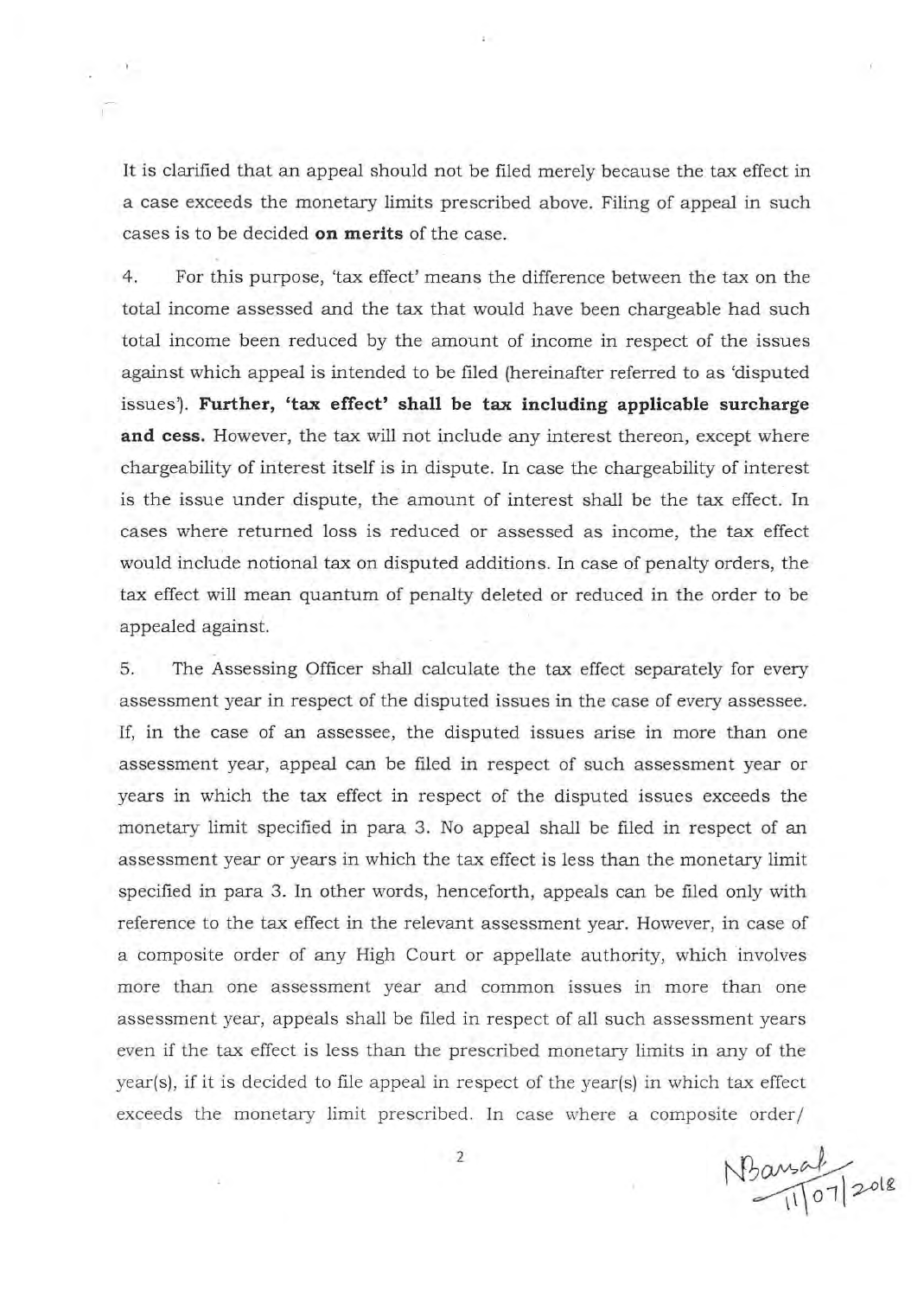It is clarified that an appeal should not be filed merely because the tax effect in a case exceeds the monetary limits prescribed above. Filing of appeal in such cases is to be decided **on merits** of the case.

4. For this purpose, 'tax effect' means the difference between the tax on the total income assessed and the tax that would have been chargeable had such total income been reduced by the amount of income in respect of the issues against which appeal is intended to be filed (hereinafter referred to as 'disputed issues'). **Further, 'tax effect' shall be tax including applicable surcharge and cess.** However, the tax will not include any interest thereon, except where chargeability of interest itself is in dispute. In case the chargeability of interest is the issue under dispute, the amount of interest shall be the tax effect. In cases where returned loss is reduced or assessed as income, the tax effect would include notional tax on disputed additions. In case of penalty orders, the tax effect will mean quantum of penalty deleted or reduced in the order to be appealed against.

5. The Assessing Officer shall calculate the tax effect separately for every assessment year in respect of the disputed issues in the case of every assessee. If, in the case of an assessee, the disputed issues arise in more than one assessment year, appeal can be filed in respect of such assessment year or years in which the tax effect in respect of the disputed issues exceeds the monetary limit specified in para 3. No appeal shall be filed in respect of an assessment year or years in which the tax effect is less than the monetary limit specified in para 3. In other words, henceforth, appeals can be filed only with reference to the tax effect in the relevant assessment year. However, in case of a composite order of any High Court or appellate authority, which involves more than one assessment year and common issues in more than one assessment year, appeals shall be filed in respect of all such assessment years even if the tax effect is less than the prescribed monetary limits in any of the year(s), if it is decided to file appeal in respect of the year(s) in which tax effect exceeds the monetary limit prescribed. In case where a composite order/

NBansal
11/07/2018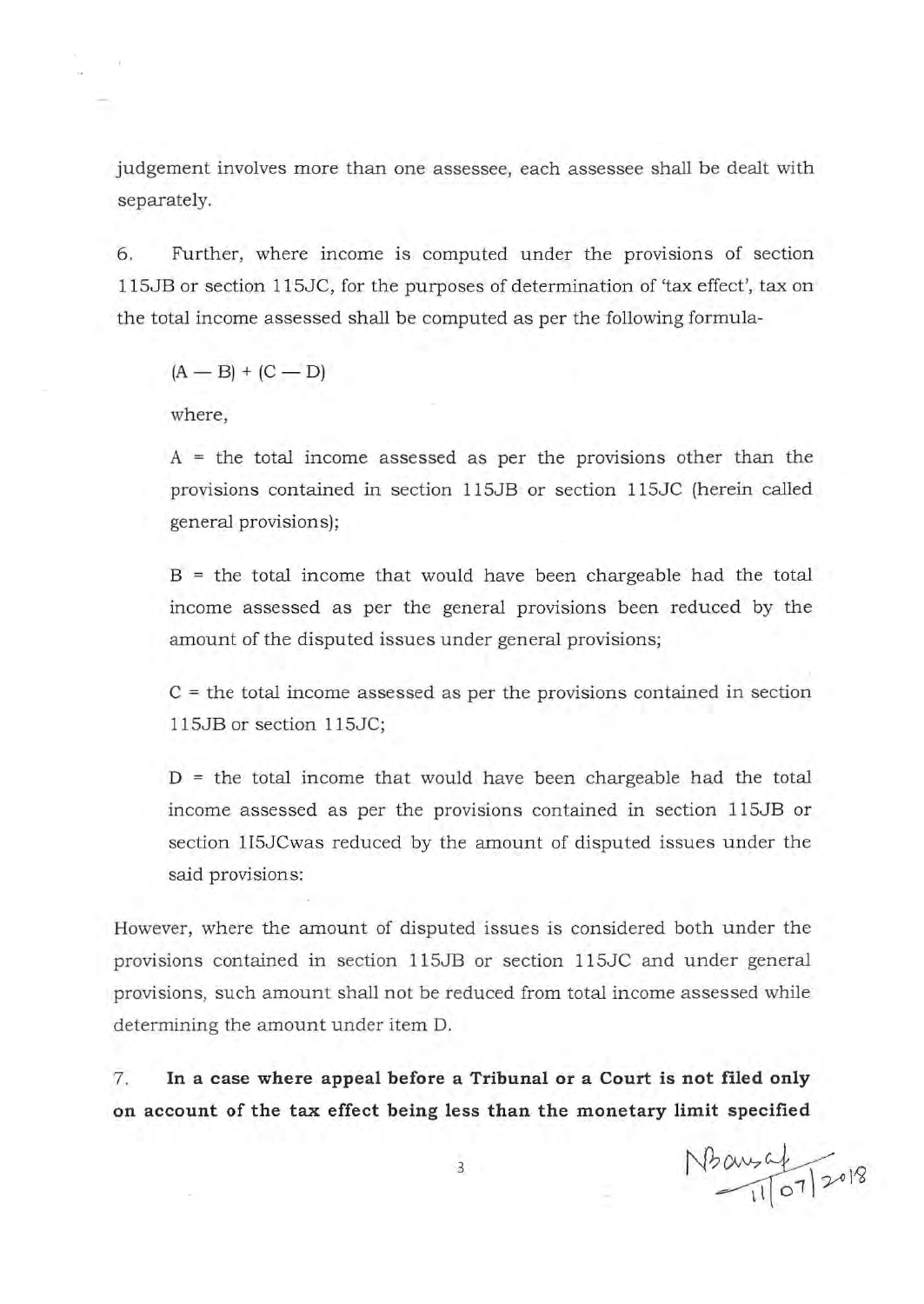judgement involves more than one assessee, each assessee shall be dealt with separately.

6. Further, where income is computed under the provisions of section 115JB or section 115JC, for the purposes of determination of 'tax effect', tax on the total income assessed shall be computed as per the following formula-

$$(A — B) + (C — D)$$

where,

A = the total income assessed as per the provisions other than the provisions contained in section 115JB or section 115JC (herein called general provisions);

B = the total income that would have been chargeable had the total income assessed as per the general provisions been reduced by the amount of the disputed issues under general provisions;

C = the total income assessed as per the provisions contained in section 115JB or section 115JC;

D = the total income that would have been chargeable had the total income assessed as per the provisions contained in section 115JB or section 115JCwas reduced by the amount of disputed issues under the said provisions:

However, where the amount of disputed issues is considered both under the provisions contained in section 115JB or section 115JC and under general provisions, such amount shall not be reduced from total income assessed while determining the amount under item D.

7. **In a case where appeal before a Tribunal or a Court is not filed only on account of the tax effect being less than the monetary limit specified**

NBansal 11/07/2018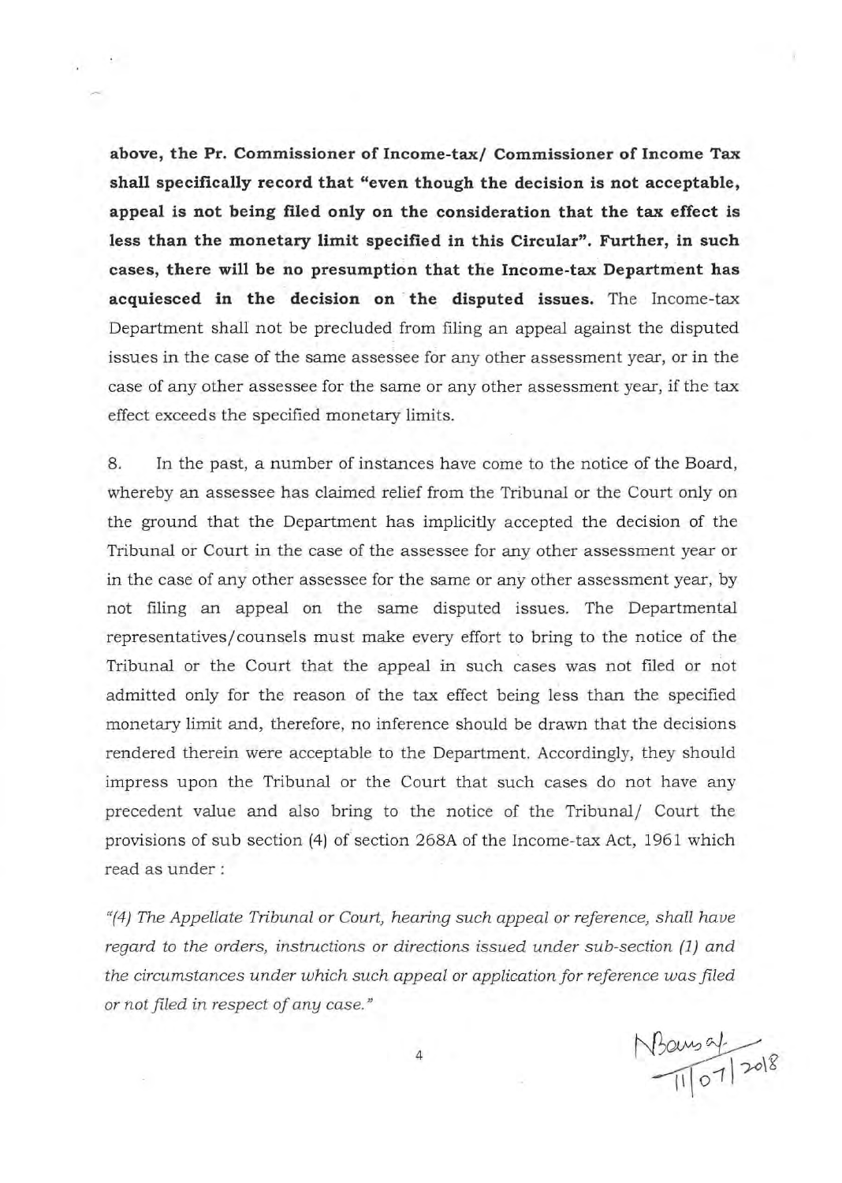**above, the Pr. Commissioner of Income-tax/ Commissioner of Income Tax shall specifically record that "even though the decision is not acceptable, appeal is not being filed only on the consideration that the tax effect is less than the monetary limit specified in this Circular". Further, in such cases, there will be no presumption that the Income-tax Department has acquiesced in the decision on the disputed issues.** The Income-tax Department shall not be precluded from filing an appeal against the disputed issues in the case of the same assessee for any other assessment year, or in the case of any other assessee for the same or any other assessment year, if the tax effect exceeds the specified monetary limits.

8. In the past, a number of instances have come to the notice of the Board, whereby an assessee has claimed relief from the Tribunal or the Court only on the ground that the Department has implicitly accepted the decision of the Tribunal or Court in the case of the assessee for any other assessment year or in the case of any other assessee for the same or any other assessment year, by not filing an appeal on the same disputed issues. The Departmental representatives/counsels must make every effort to bring to the notice of the Tribunal or the Court that the appeal in such cases was not filed or not admitted only for the reason of the tax effect being less than the specified monetary limit and, therefore, no inference should be drawn that the decisions rendered therein were acceptable to the Department. Accordingly, they should impress upon the Tribunal or the Court that such cases do not have any precedent value and also bring to the notice of the Tribunal/ Court the provisions of sub section (4) of section 268A of the Income-tax Act, 1961 which read as under :

*"(4) The Appellate Tribunal or Court, hearing such appeal or reference, shall have regard to the orders, instructions or directions issued under sub-section (1) and the circumstances under which such appeal or application for reference was filed or not filed in respect of any case."*

Nbansal
11/07/2018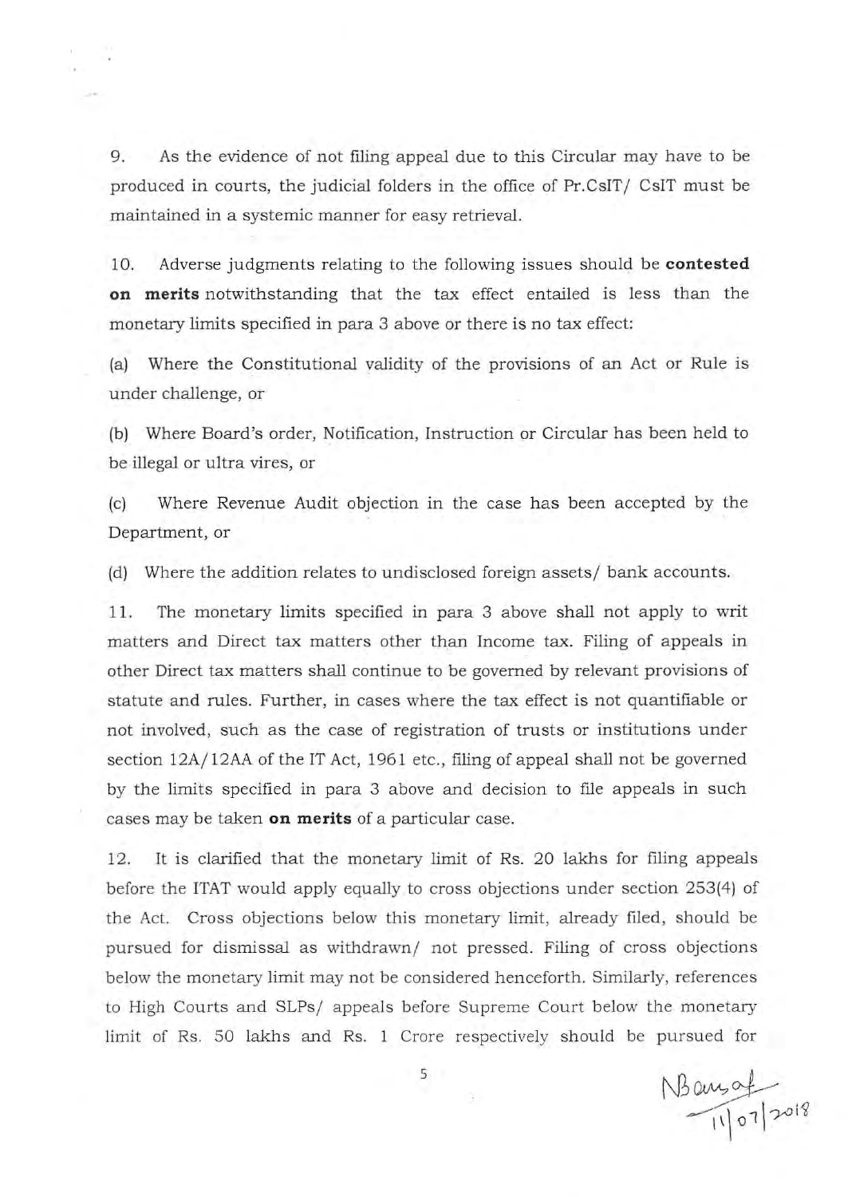9. As the evidence of not filing appeal due to this Circular may have to be produced in courts, the judicial folders in the office of Pr.CsIT/ CsIT must be maintained in a systemic manner for easy retrieval.

10. Adverse judgments relating to the following issues should be **contested on merits** notwithstanding that the tax effect entailed is less than the monetary limits specified in para 3 above or there is no tax effect:

(a) Where the Constitutional validity of the provisions of an Act or Rule is under challenge, or

(b) Where Board's order, Notification, Instruction or Circular has been held to be illegal or ultra vires, or

(c) Where Revenue Audit objection in the case has been accepted by the Department, or

(d) Where the addition relates to undisclosed foreign assets/ bank accounts.

11. The monetary limits specified in para 3 above shall not apply to writ matters and Direct tax matters other than Income tax. Filing of appeals in other Direct tax matters shall continue to be governed by relevant provisions of statute and rules. Further, in cases where the tax effect is not quantifiable or not involved, such as the case of registration of trusts or institutions under section 12A/12AA of the IT Act, 1961 etc., filing of appeal shall not be governed by the limits specified in para 3 above and decision to file appeals in such cases may be taken **on merits** of a particular case.

12. It is clarified that the monetary limit of Rs. 20 lakhs for filing appeals before the ITAT would apply equally to cross objections under section 253(4) of the Act. Cross objections below this monetary limit, already filed, should be pursued for dismissal as withdrawn/ not pressed. Filing of cross objections below the monetary limit may not be considered henceforth. Similarly, references to High Courts and SLPs/ appeals before Supreme Court below the monetary limit of Rs. 50 lakhs and Rs. 1 Crore respectively should be pursued for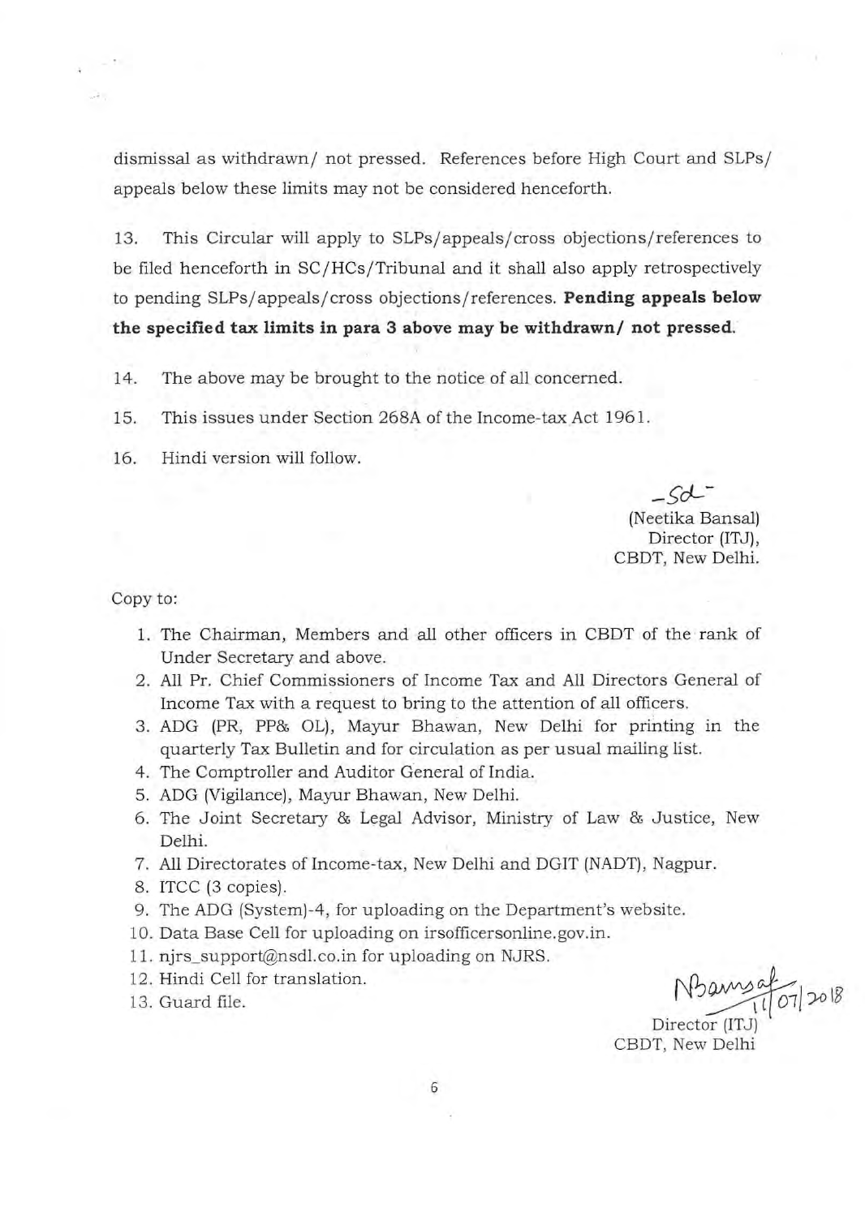dismissal as withdrawn/ not pressed. References before High Court and SLPs/ appeals below these limits may not be considered henceforth.

13. This Circular will apply to SLPs/appeals/cross objections/references to be filed henceforth in SC/HCs/Tribunal and it shall also apply retrospectively to pending SLPs/appeals/cross objections/references. **Pending appeals below the specified tax limits in para 3 above may be withdrawn/ not pressed.**

14. The above may be brought to the notice of all concerned.

15. This issues under Section 268A of the Income-tax Act 1961.

16. Hindi version will follow.

-Sd-
(Neetika Bansal)
Director (ITJ),
CBDT, New Delhi.

Copy to:

1. The Chairman, Members and all other officers in CBDT of the rank of Under Secretary and above.
2. All Pr. Chief Commissioners of Income Tax and All Directors General of Income Tax with a request to bring to the attention of all officers.
3. ADG (PR, PP& OL), Mayur Bhawan, New Delhi for printing in the quarterly Tax Bulletin and for circulation as per usual mailing list.
4. The Comptroller and Auditor General of India.
5. ADG (Vigilance), Mayur Bhawan, New Delhi.
6. The Joint Secretary & Legal Advisor, Ministry of Law & Justice, New Delhi.
7. All Directorates of Income-tax, New Delhi and DGIT (NADT), Nagpur.
8. ITCC (3 copies).
9. The ADG (System)-4, for uploading on the Department's website.
10. Data Base Cell for uploading on irsofficersonline.gov.in.
11. njrs_support@nsdl.co.in for uploading on NJRS.
12. Hindi Cell for translation.
13. Guard file.

NBansal 11/07/2018
Director (ITJ)
CBDT, New Delhi